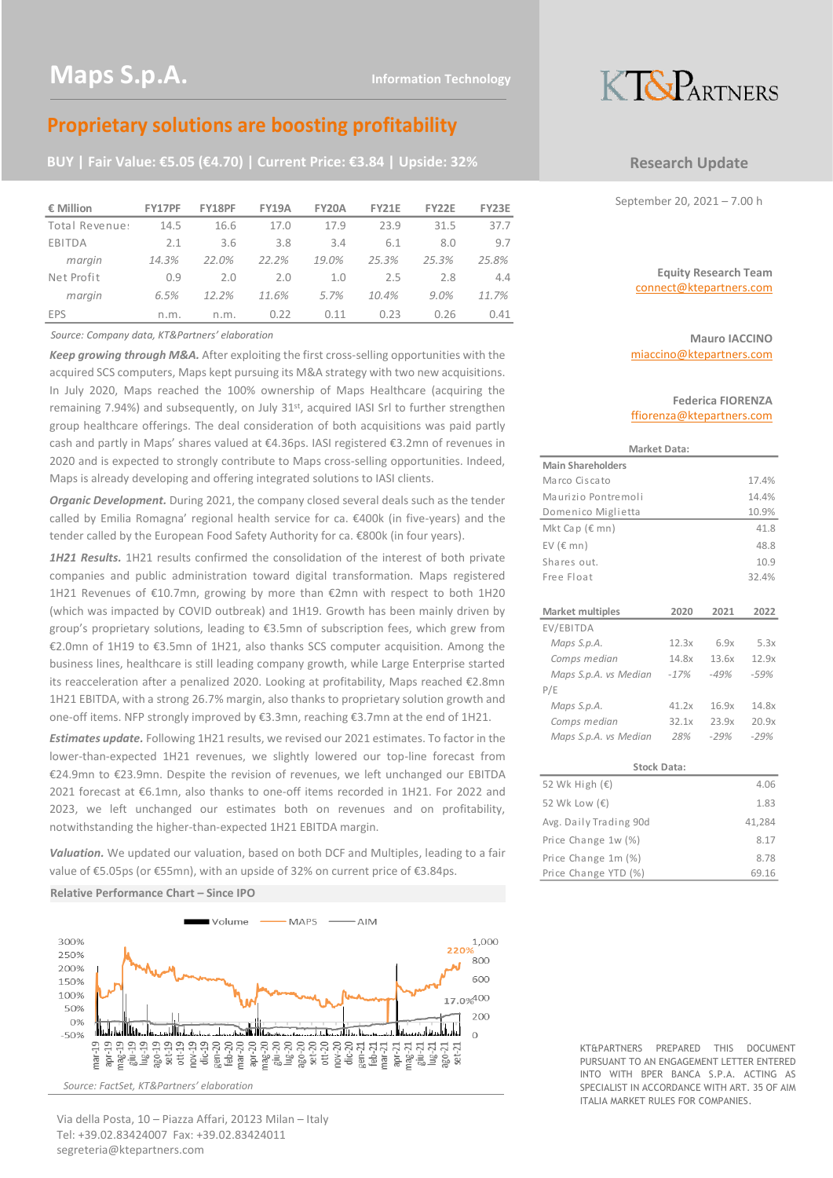# Maps S.p.A.

Information Technology

KT&PARTNERS

## Proprietary solutions are boosting profitability

**BUY | Fair Value: €5.05 (€4.70) | Current Price: €3.84 | Upside: 32%**

Research Update

September 20, 2021 – 7.00 h

| € Million | FY17PF | FY18PF | FY19A | FY20A | FY21E | FY22E | FY23E |
|---|---|---|---|---|---|---|---|
| Total Revenues | 14.5 | 16.6 | 17.0 | 17.9 | 23.9 | 31.5 | 37.7 |
| EBITDA | 2.1 | 3.6 | 3.8 | 3.4 | 6.1 | 8.0 | 9.7 |
| *margin* | *14.3%* | *22.0%* | *22.2%* | *19.0%* | *25.3%* | *25.3%* | *25.8%* |
| Net Profit | 0.9 | 2.0 | 2.0 | 1.0 | 2.5 | 2.8 | 4.4 |
| *margin* | *6.5%* | *12.2%* | *11.6%* | *5.7%* | *10.4%* | *9.0%* | *11.7%* |
| EPS | n.m. | n.m. | 0.22 | 0.11 | 0.23 | 0.26 | 0.41 |

*Source: Company data, KT&Partners' elaboration*

***Keep growing through M&A.*** After exploiting the first cross-selling opportunities with the acquired SCS computers, Maps kept pursuing its M&A strategy with two new acquisitions. In July 2020, Maps reached the 100% ownership of Maps Healthcare (acquiring the remaining 7.94%) and subsequently, on July 31st, acquired IASI Srl to further strengthen group healthcare offerings. The deal consideration of both acquisitions was paid partly cash and partly in Maps' shares valued at €4.36ps. IASI registered €3.2mn of revenues in 2020 and is expected to strongly contribute to Maps cross-selling opportunities. Indeed, Maps is already developing and offering integrated solutions to IASI clients.

***Organic Development.*** During 2021, the company closed several deals such as the tender called by Emilia Romagna' regional health service for ca. €400k (in five-years) and the tender called by the European Food Safety Authority for ca. €800k (in four years).

***1H21 Results.*** 1H21 results confirmed the consolidation of the interest of both private companies and public administration toward digital transformation. Maps registered 1H21 Revenues of €10.7mn, growing by more than €2mn with respect to both 1H20 (which was impacted by COVID outbreak) and 1H19. Growth has been mainly driven by group's proprietary solutions, leading to €3.5mn of subscription fees, which grew from €2.0mn of 1H19 to €3.5mn of 1H21, also thanks SCS computer acquisition. Among the business lines, healthcare is still leading company growth, while Large Enterprise started its reacceleration after a penalized 2020. Looking at profitability, Maps reached €2.8mn 1H21 EBITDA, with a strong 26.7% margin, also thanks to proprietary solution growth and one-off items. NFP strongly improved by €3.3mn, reaching €3.7mn at the end of 1H21.

***Estimates update.*** Following 1H21 results, we revised our 2021 estimates. To factor in the lower-than-expected 1H21 revenues, we slightly lowered our top-line forecast from €24.9mn to €23.9mn. Despite the revision of revenues, we left unchanged our EBITDA 2021 forecast at €6.1mn, also thanks to one-off items recorded in 1H21. For 2022 and 2023, we left unchanged our estimates both on revenues and on profitability, notwithstanding the higher-than-expected 1H21 EBITDA margin.

***Valuation.*** We updated our valuation, based on both DCF and Multiples, leading to a fair value of €5.05ps (or €55mn), with an upside of 32% on current price of €3.84ps.

**Relative Performance Chart – Since IPO**

*Source: FactSet, KT&Partners' elaboration*

**Equity Research Team**
connect@ktepartners.com

**Mauro IACCINO**
miaccino@ktepartners.com

**Federica FIORENZA**
ffiorenza@ktepartners.com

| Market Data: | |
|---|---|
| **Main Shareholders** | |
| Marco Ciscato | 17.4% |
| Maurizio Pontremoli | 14.4% |
| Domenico Miglietta | 10.9% |
| Mkt Cap (€ mn) | 41.8 |
| EV (€ mn) | 48.8 |
| Shares out. | 10.9 |
| Free Float | 32.4% |

| Market multiples | 2020 | 2021 | 2022 |
|---|---|---|---|
| EV/EBITDA | | | |
| *Maps S.p.A.* | 12.3x | 6.9x | 5.3x |
| *Comps median* | 14.8x | 13.6x | 12.9x |
| *Maps S.p.A. vs Median* | *-17%* | *-49%* | *-59%* |
| P/E | | | |
| *Maps S.p.A.* | 41.2x | 16.9x | 14.8x |
| *Comps median* | 32.1x | 23.9x | 20.9x |
| *Maps S.p.A. vs Median* | *28%* | *-29%* | *-29%* |

| Stock Data: | |
|---|---|
| 52 Wk High (€) | 4.06 |
| 52 Wk Low (€) | 1.83 |
| Avg. Daily Trading 90d | 41,284 |
| Price Change 1w (%) | 8.17 |
| Price Change 1m (%) | 8.78 |
| Price Change YTD (%) | 69.16 |

KT&PARTNERS PREPARED THIS DOCUMENT PURSUANT TO AN ENGAGEMENT LETTER ENTERED INTO WITH BPER BANCA S.P.A. ACTING AS SPECIALIST IN ACCORDANCE WITH ART. 35 OF AIM ITALIA MARKET RULES FOR COMPANIES.

Via della Posta, 10 – Piazza Affari, 20123 Milan – Italy
Tel: +39.02.83424007 Fax: +39.02.83424011
segreteria@ktepartners.com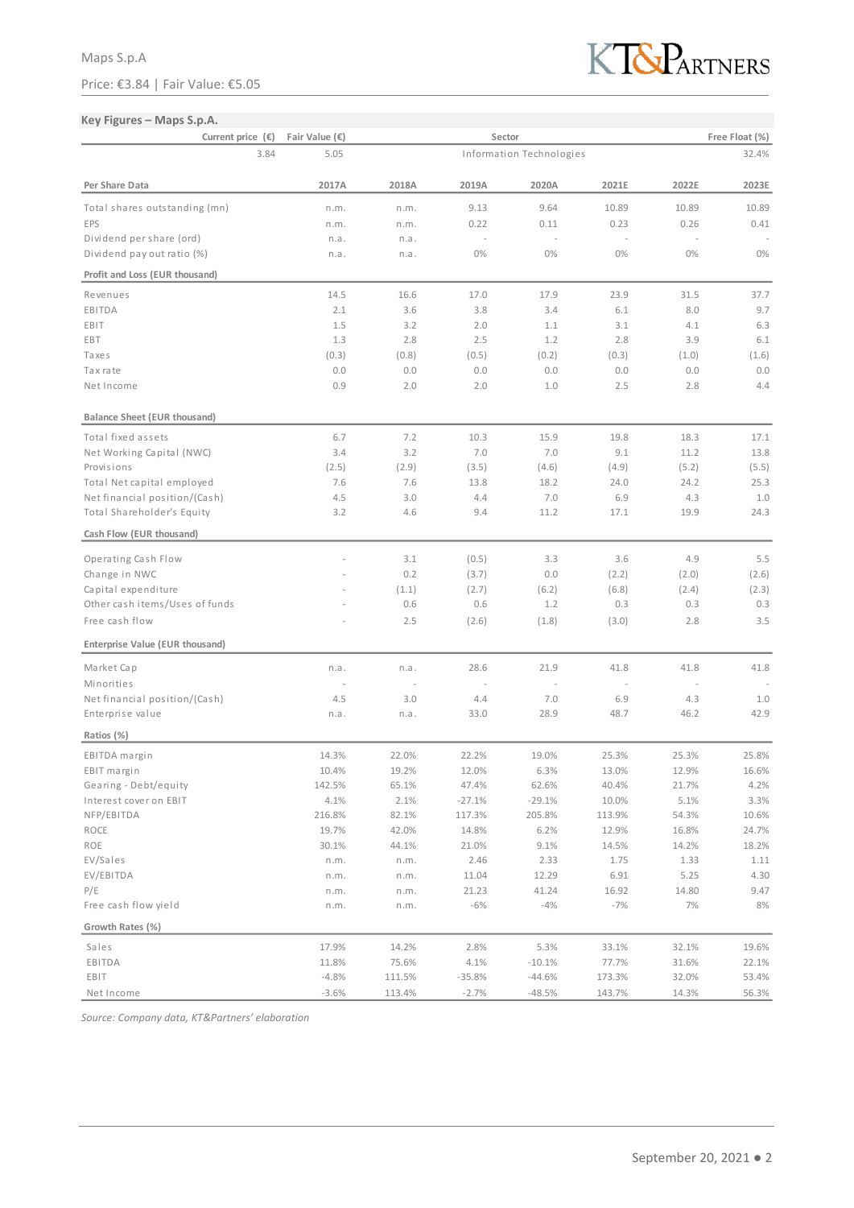## Key Figures – Maps S.p.A.

| Current price (€) | Fair Value (€) | Sector | Free Float (%) |
|---|---|---|---|
| 3.84 | 5.05 | Information Technologies | 32.4% |

| Per Share Data | 2017A | 2018A | 2019A | 2020A | 2021E | 2022E | 2023E |
|---|---|---|---|---|---|---|---|
| Total shares outstanding (mn) | n.m. | n.m. | 9.13 | 9.64 | 10.89 | 10.89 | 10.89 |
| EPS | n.m. | n.m. | 0.22 | 0.11 | 0.23 | 0.26 | 0.41 |
| Dividend per share (ord) | n.a. | n.a. | - | - | - | - | - |
| Dividend pay out ratio (%) | n.a. | n.a. | 0% | 0% | 0% | 0% | 0% |
| **Profit and Loss (EUR thousand)** | | | | | | | |
| Revenues | 14.5 | 16.6 | 17.0 | 17.9 | 23.9 | 31.5 | 37.7 |
| EBITDA | 2.1 | 3.6 | 3.8 | 3.4 | 6.1 | 8.0 | 9.7 |
| EBIT | 1.5 | 3.2 | 2.0 | 1.1 | 3.1 | 4.1 | 6.3 |
| EBT | 1.3 | 2.8 | 2.5 | 1.2 | 2.8 | 3.9 | 6.1 |
| Taxes | (0.3) | (0.8) | (0.5) | (0.2) | (0.3) | (1.0) | (1.6) |
| Tax rate | 0.0 | 0.0 | 0.0 | 0.0 | 0.0 | 0.0 | 0.0 |
| Net Income | 0.9 | 2.0 | 2.0 | 1.0 | 2.5 | 2.8 | 4.4 |
| **Balance Sheet (EUR thousand)** | | | | | | | |
| Total fixed assets | 6.7 | 7.2 | 10.3 | 15.9 | 19.8 | 18.3 | 17.1 |
| Net Working Capital (NWC) | 3.4 | 3.2 | 7.0 | 7.0 | 9.1 | 11.2 | 13.8 |
| Provisions | (2.5) | (2.9) | (3.5) | (4.6) | (4.9) | (5.2) | (5.5) |
| Total Net capital employed | 7.6 | 7.6 | 13.8 | 18.2 | 24.0 | 24.2 | 25.3 |
| Net financial position/(Cash) | 4.5 | 3.0 | 4.4 | 7.0 | 6.9 | 4.3 | 1.0 |
| Total Shareholder's Equity | 3.2 | 4.6 | 9.4 | 11.2 | 17.1 | 19.9 | 24.3 |
| **Cash Flow (EUR thousand)** | | | | | | | |
| Operating Cash Flow | - | 3.1 | (0.5) | 3.3 | 3.6 | 4.9 | 5.5 |
| Change in NWC | - | 0.2 | (3.7) | 0.0 | (2.2) | (2.0) | (2.6) |
| Capital expenditure | - | (1.1) | (2.7) | (6.2) | (6.8) | (2.4) | (2.3) |
| Other cash items/Uses of funds | - | 0.6 | 0.6 | 1.2 | 0.3 | 0.3 | 0.3 |
| Free cash flow | - | 2.5 | (2.6) | (1.8) | (3.0) | 2.8 | 3.5 |
| **Enterprise Value (EUR thousand)** | | | | | | | |
| Market Cap | n.a. | n.a. | 28.6 | 21.9 | 41.8 | 41.8 | 41.8 |
| Minorities | - | - | - | - | - | - | - |
| Net financial position/(Cash) | 4.5 | 3.0 | 4.4 | 7.0 | 6.9 | 4.3 | 1.0 |
| Enterprise value | n.a. | n.a. | 33.0 | 28.9 | 48.7 | 46.2 | 42.9 |
| **Ratios (%)** | | | | | | | |
| EBITDA margin | 14.3% | 22.0% | 22.2% | 19.0% | 25.3% | 25.3% | 25.8% |
| EBIT margin | 10.4% | 19.2% | 12.0% | 6.3% | 13.0% | 12.9% | 16.6% |
| Gearing - Debt/equity | 142.5% | 65.1% | 47.4% | 62.6% | 40.4% | 21.7% | 4.2% |
| Interest cover on EBIT | 4.1% | 2.1% | -27.1% | -29.1% | 10.0% | 5.1% | 3.3% |
| NFP/EBITDA | 216.8% | 82.1% | 117.3% | 205.8% | 113.9% | 54.3% | 10.6% |
| ROCE | 19.7% | 42.0% | 14.8% | 6.2% | 12.9% | 16.8% | 24.7% |
| ROE | 30.1% | 44.1% | 21.0% | 9.1% | 14.5% | 14.2% | 18.2% |
| EV/Sales | n.m. | n.m. | 2.46 | 2.33 | 1.75 | 1.33 | 1.11 |
| EV/EBITDA | n.m. | n.m. | 11.04 | 12.29 | 6.91 | 5.25 | 4.30 |
| P/E | n.m. | n.m. | 21.23 | 41.24 | 16.92 | 14.80 | 9.47 |
| Free cash flow yield | n.m. | n.m. | -6% | -4% | -7% | 7% | 8% |
| **Growth Rates (%)** | | | | | | | |
| Sales | 17.9% | 14.2% | 2.8% | 5.3% | 33.1% | 32.1% | 19.6% |
| EBITDA | 11.8% | 75.6% | 4.1% | -10.1% | 77.7% | 31.6% | 22.1% |
| EBIT | -4.8% | 111.5% | -35.8% | -44.6% | 173.3% | 32.0% | 53.4% |
| Net Income | -3.6% | 113.4% | -2.7% | -48.5% | 143.7% | 14.3% | 56.3% |

*Source: Company data, KT&Partners' elaboration*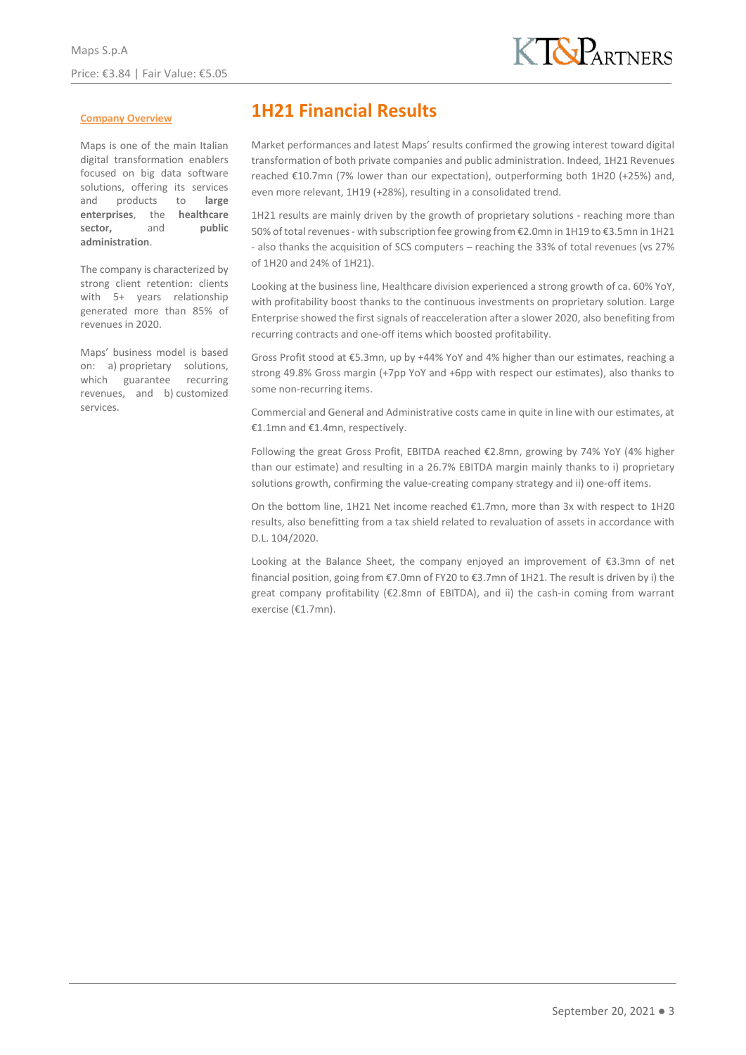**Company Overview**

Maps is one of the main Italian digital transformation enablers focused on big data software solutions, offering its services and products to **large enterprises**, the **healthcare sector,** and **public administration**.

The company is characterized by strong client retention: clients with 5+ years relationship generated more than 85% of revenues in 2020.

Maps' business model is based on: a) proprietary solutions, which guarantee recurring revenues, and b) customized services.

# 1H21 Financial Results

Market performances and latest Maps' results confirmed the growing interest toward digital transformation of both private companies and public administration. Indeed, 1H21 Revenues reached €10.7mn (7% lower than our expectation), outperforming both 1H20 (+25%) and, even more relevant, 1H19 (+28%), resulting in a consolidated trend.

1H21 results are mainly driven by the growth of proprietary solutions - reaching more than 50% of total revenues - with subscription fee growing from €2.0mn in 1H19 to €3.5mn in 1H21 - also thanks the acquisition of SCS computers – reaching the 33% of total revenues (vs 27% of 1H20 and 24% of 1H21).

Looking at the business line, Healthcare division experienced a strong growth of ca. 60% YoY, with profitability boost thanks to the continuous investments on proprietary solution. Large Enterprise showed the first signals of reacceleration after a slower 2020, also benefiting from recurring contracts and one-off items which boosted profitability.

Gross Profit stood at €5.3mn, up by +44% YoY and 4% higher than our estimates, reaching a strong 49.8% Gross margin (+7pp YoY and +6pp with respect our estimates), also thanks to some non-recurring items.

Commercial and General and Administrative costs came in quite in line with our estimates, at €1.1mn and €1.4mn, respectively.

Following the great Gross Profit, EBITDA reached €2.8mn, growing by 74% YoY (4% higher than our estimate) and resulting in a 26.7% EBITDA margin mainly thanks to i) proprietary solutions growth, confirming the value-creating company strategy and ii) one-off items.

On the bottom line, 1H21 Net income reached €1.7mn, more than 3x with respect to 1H20 results, also benefitting from a tax shield related to revaluation of assets in accordance with D.L. 104/2020.

Looking at the Balance Sheet, the company enjoyed an improvement of €3.3mn of net financial position, going from €7.0mn of FY20 to €3.7mn of 1H21. The result is driven by i) the great company profitability (€2.8mn of EBITDA), and ii) the cash-in coming from warrant exercise (€1.7mn).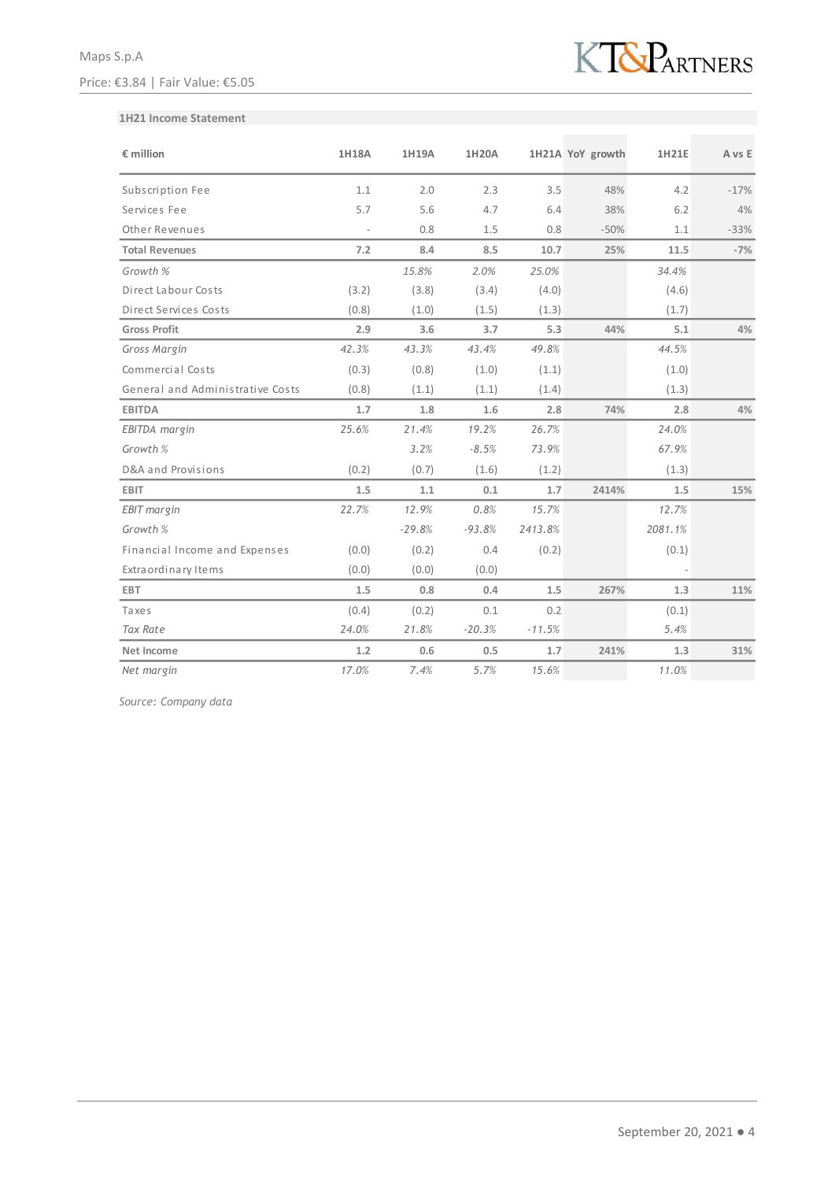### 1H21 Income Statement

| € million | 1H18A | 1H19A | 1H20A | 1H21A | YoY growth | 1H21E | A vs E |
|---|---|---|---|---|---|---|---|
| Subscription Fee | 1.1 | 2.0 | 2.3 | 3.5 | 48% | 4.2 | -17% |
| Services Fee | 5.7 | 5.6 | 4.7 | 6.4 | 38% | 6.2 | 4% |
| Other Revenues | - | 0.8 | 1.5 | 0.8 | -50% | 1.1 | -33% |
| **Total Revenues** | **7.2** | **8.4** | **8.5** | **10.7** | **25%** | **11.5** | **-7%** |
| *Growth %* | | *15.8%* | *2.0%* | *25.0%* | | *34.4%* | |
| Direct Labour Costs | (3.2) | (3.8) | (3.4) | (4.0) | | (4.6) | |
| Direct Services Costs | (0.8) | (1.0) | (1.5) | (1.3) | | (1.7) | |
| **Gross Profit** | **2.9** | **3.6** | **3.7** | **5.3** | **44%** | **5.1** | **4%** |
| *Gross Margin* | *42.3%* | *43.3%* | *43.4%* | *49.8%* | | *44.5%* | |
| Commercial Costs | (0.3) | (0.8) | (1.0) | (1.1) | | (1.0) | |
| General and Administrative Costs | (0.8) | (1.1) | (1.1) | (1.4) | | (1.3) | |
| **EBITDA** | **1.7** | **1.8** | **1.6** | **2.8** | **74%** | **2.8** | **4%** |
| *EBITDA margin* | *25.6%* | *21.4%* | *19.2%* | *26.7%* | | *24.0%* | |
| *Growth %* | | *3.2%* | *-8.5%* | *73.9%* | | *67.9%* | |
| D&A and Provisions | (0.2) | (0.7) | (1.6) | (1.2) | | (1.3) | |
| **EBIT** | **1.5** | **1.1** | **0.1** | **1.7** | **2414%** | **1.5** | **15%** |
| *EBIT margin* | *22.7%* | *12.9%* | *0.8%* | *15.7%* | | *12.7%* | |
| *Growth %* | | *-29.8%* | *-93.8%* | *2413.8%* | | *2081.1%* | |
| Financial Income and Expenses | (0.0) | (0.2) | 0.4 | (0.2) | | (0.1) | |
| Extraordinary Items | (0.0) | (0.0) | (0.0) | | | - | |
| **EBT** | **1.5** | **0.8** | **0.4** | **1.5** | **267%** | **1.3** | **11%** |
| Taxes | (0.4) | (0.2) | 0.1 | 0.2 | | (0.1) | |
| *Tax Rate* | *24.0%* | *21.8%* | *-20.3%* | *-11.5%* | | *5.4%* | |
| **Net Income** | **1.2** | **0.6** | **0.5** | **1.7** | **241%** | **1.3** | **31%** |
| *Net margin* | *17.0%* | *7.4%* | *5.7%* | *15.6%* | | *11.0%* | |

*Source: Company data*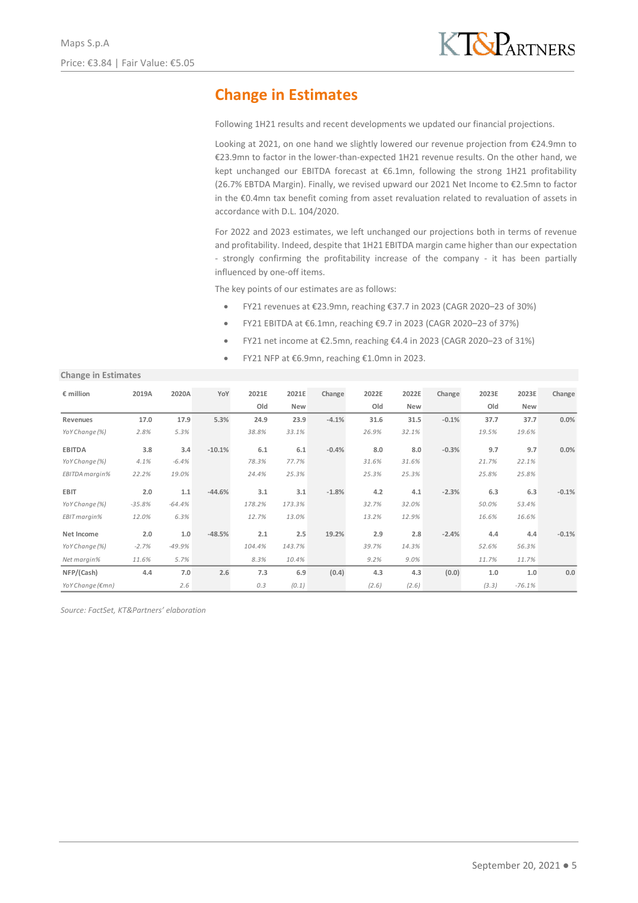## Change in Estimates

Following 1H21 results and recent developments we updated our financial projections.

Looking at 2021, on one hand we slightly lowered our revenue projection from €24.9mn to €23.9mn to factor in the lower-than-expected 1H21 revenue results. On the other hand, we kept unchanged our EBITDA forecast at €6.1mn, following the strong 1H21 profitability (26.7% EBTDA Margin). Finally, we revised upward our 2021 Net Income to €2.5mn to factor in the €0.4mn tax benefit coming from asset revaluation related to revaluation of assets in accordance with D.L. 104/2020.

For 2022 and 2023 estimates, we left unchanged our projections both in terms of revenue and profitability. Indeed, despite that 1H21 EBITDA margin came higher than our expectation - strongly confirming the profitability increase of the company - it has been partially influenced by one-off items.

The key points of our estimates are as follows:

- FY21 revenues at €23.9mn, reaching €37.7 in 2023 (CAGR 2020–23 of 30%)
- FY21 EBITDA at €6.1mn, reaching €9.7 in 2023 (CAGR 2020–23 of 37%)
- FY21 net income at €2.5mn, reaching €4.4 in 2023 (CAGR 2020–23 of 31%)
- FY21 NFP at €6.9mn, reaching €1.0mn in 2023.

**Change in Estimates**

| € million | 2019A | 2020A | YoY | 2021E Old | 2021E New | Change | 2022E Old | 2022E New | Change | 2023E Old | 2023E New | Change |
|---|---|---|---|---|---|---|---|---|---|---|---|---|
| **Revenues** | 17.0 | 17.9 | 5.3% | 24.9 | 23.9 | -4.1% | 31.6 | 31.5 | -0.1% | 37.7 | 37.7 | 0.0% |
| *YoY Change (%)* | *2.8%* | *5.3%* | | *38.8%* | *33.1%* | | *26.9%* | *32.1%* | | *19.5%* | *19.6%* | |
| **EBITDA** | 3.8 | 3.4 | -10.1% | 6.1 | 6.1 | -0.4% | 8.0 | 8.0 | -0.3% | 9.7 | 9.7 | 0.0% |
| *YoY Change (%)* | *4.1%* | *-6.4%* | | *78.3%* | *77.7%* | | *31.6%* | *31.6%* | | *21.7%* | *22.1%* | |
| *EBITDA margin%* | *22.2%* | *19.0%* | | *24.4%* | *25.3%* | | *25.3%* | *25.3%* | | *25.8%* | *25.8%* | |
| **EBIT** | 2.0 | 1.1 | -44.6% | 3.1 | 3.1 | -1.8% | 4.2 | 4.1 | -2.3% | 6.3 | 6.3 | -0.1% |
| *YoY Change (%)* | *-35.8%* | *-64.4%* | | *178.2%* | *173.3%* | | *32.7%* | *32.0%* | | *50.0%* | *53.4%* | |
| *EBIT margin%* | *12.0%* | *6.3%* | | *12.7%* | *13.0%* | | *13.2%* | *12.9%* | | *16.6%* | *16.6%* | |
| **Net Income** | 2.0 | 1.0 | -48.5% | 2.1 | 2.5 | 19.2% | 2.9 | 2.8 | -2.4% | 4.4 | 4.4 | -0.1% |
| *YoY Change (%)* | *-2.7%* | *-49.9%* | | *104.4%* | *143.7%* | | *39.7%* | *14.3%* | | *52.6%* | *56.3%* | |
| *Net margin%* | *11.6%* | *5.7%* | | *8.3%* | *10.4%* | | *9.2%* | *9.0%* | | *11.7%* | *11.7%* | |
| **NFP/(Cash)** | 4.4 | 7.0 | 2.6 | 7.3 | 6.9 | (0.4) | 4.3 | 4.3 | (0.0) | 1.0 | 1.0 | 0.0 |
| *YoY Change (€mn)* | | *2.6* | | *0.3* | *(0.1)* | | *(2.6)* | *(2.6)* | | *(3.3)* | *-76.1%* | |

*Source: FactSet, KT&Partners' elaboration*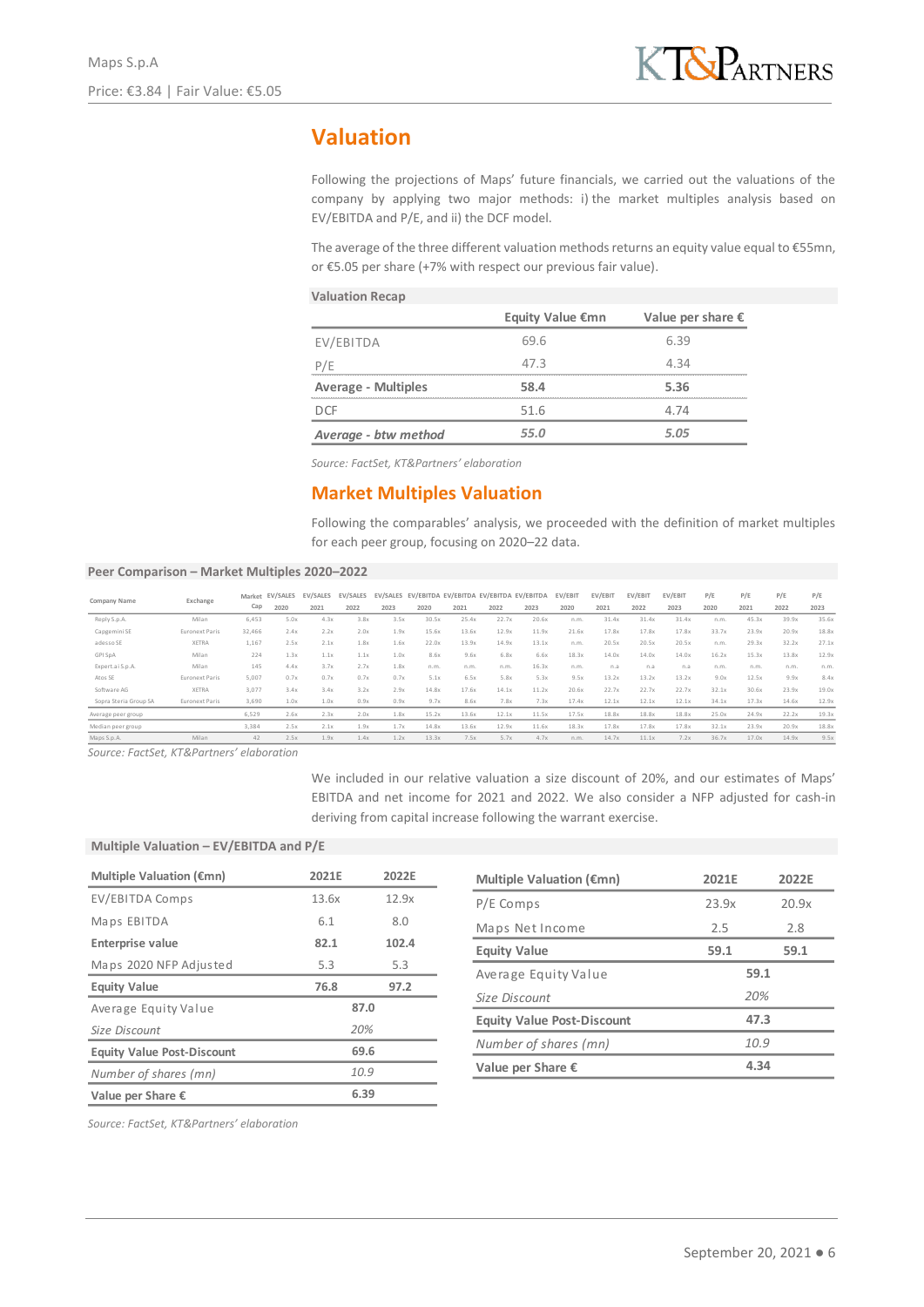# Valuation

Following the projections of Maps' future financials, we carried out the valuations of the company by applying two major methods: i) the market multiples analysis based on EV/EBITDA and P/E, and ii) the DCF model.

The average of the three different valuation methods returns an equity value equal to €55mn, or €5.05 per share (+7% with respect our previous fair value).

**Valuation Recap**

| | Equity Value €mn | Value per share € |
|---|---|---|
| EV/EBITDA | 69.6 | 6.39 |
| P/E | 47.3 | 4.34 |
| **Average - Multiples** | **58.4** | **5.36** |
| DCF | 51.6 | 4.74 |
| ***Average - btw method*** | ***55.0*** | ***5.05*** |

*Source: FactSet, KT&Partners' elaboration*

## Market Multiples Valuation

Following the comparables' analysis, we proceeded with the definition of market multiples for each peer group, focusing on 2020–22 data.

**Peer Comparison – Market Multiples 2020–2022**

| Company Name | Exchange | Market Cap | EV/SALES 2020 | EV/SALES 2021 | EV/SALES 2022 | EV/SALES 2023 | EV/EBITDA 2020 | EV/EBITDA 2021 | EV/EBITDA 2022 | EV/EBITDA 2023 | EV/EBIT 2020 | EV/EBIT 2021 | EV/EBIT 2022 | EV/EBIT 2023 | P/E 2020 | P/E 2021 | P/E 2022 | P/E 2023 |
|---|---|---|---|---|---|---|---|---|---|---|---|---|---|---|---|---|---|---|
| Reply S.p.A. | Milan | 6,453 | 5.0x | 4.3x | 3.8x | 3.5x | 30.5x | 25.4x | 22.7x | 20.6x | n.m. | 31.4x | 31.4x | 31.4x | n.m. | 45.3x | 39.9x | 35.6x |
| Capgemini SE | Euronext Paris | 32,466 | 2.4x | 2.2x | 2.0x | 1.9x | 15.6x | 13.6x | 12.9x | 11.9x | 21.6x | 17.8x | 17.8x | 17.8x | 33.7x | 23.9x | 20.9x | 18.8x |
| adesso SE | XETRA | 1,167 | 2.5x | 2.1x | 1.8x | 1.6x | 22.0x | 13.9x | 14.9x | 13.1x | n.m. | 20.5x | 20.5x | 20.5x | n.m. | 29.3x | 32.2x | 27.1x |
| GPI SpA | Milan | 224 | 1.3x | 1.1x | 1.1x | 1.0x | 8.6x | 9.6x | 6.8x | 6.6x | 18.3x | 14.0x | 14.0x | 14.0x | 16.2x | 15.3x | 13.8x | 12.9x |
| Expert.ai S.p.A. | Milan | 145 | 4.4x | 3.7x | 2.7x | 1.8x | n.m. | n.m. | n.m. | 16.3x | n.m. | n.a | n.a | n.a | n.m. | n.m. | n.m. | n.m. |
| Atos SE | Euronext Paris | 5,007 | 0.7x | 0.7x | 0.7x | 0.7x | 5.1x | 6.5x | 5.8x | 5.3x | 9.5x | 13.2x | 13.2x | 13.2x | 9.0x | 12.5x | 9.9x | 8.4x |
| Software AG | XETRA | 3,077 | 3.4x | 3.4x | 3.2x | 2.9x | 14.8x | 17.6x | 14.1x | 11.2x | 20.6x | 22.7x | 22.7x | 22.7x | 32.1x | 30.6x | 23.9x | 19.0x |
| Sopra Steria Group SA | Euronext Paris | 3,690 | 1.0x | 1.0x | 0.9x | 0.9x | 9.7x | 8.6x | 7.8x | 7.3x | 17.4x | 12.1x | 12.1x | 12.1x | 34.1x | 17.3x | 14.6x | 12.9x |
| Average peer group | | 6,529 | 2.6x | 2.3x | 2.0x | 1.8x | 15.2x | 13.6x | 12.1x | 11.5x | 17.5x | 18.8x | 18.8x | 18.8x | 25.0x | 24.9x | 22.2x | 19.3x |
| Median peer group | | 3,384 | 2.5x | 2.1x | 1.9x | 1.7x | 14.8x | 13.6x | 12.9x | 11.6x | 18.3x | 17.8x | 17.8x | 17.8x | 32.1x | 23.9x | 20.9x | 18.8x |
| Maps S.p.A. | Milan | 42 | 2.5x | 1.9x | 1.4x | 1.2x | 13.3x | 7.5x | 5.7x | 4.7x | n.m. | 14.7x | 11.1x | 7.2x | 36.7x | 17.0x | 14.9x | 9.5x |

*Source: FactSet, KT&Partners' elaboration*

We included in our relative valuation a size discount of 20%, and our estimates of Maps' EBITDA and net income for 2021 and 2022. We also consider a NFP adjusted for cash-in deriving from capital increase following the warrant exercise.

**Multiple Valuation – EV/EBITDA and P/E**

| Multiple Valuation (€mn) | 2021E | 2022E |
|---|---|---|
| EV/EBITDA Comps | 13.6x | 12.9x |
| Maps EBITDA | 6.1 | 8.0 |
| **Enterprise value** | **82.1** | **102.4** |
| Maps 2020 NFP Adjusted | 5.3 | 5.3 |
| **Equity Value** | **76.8** | **97.2** |
| Average Equity Value | 87.0 | |
| *Size Discount* | *20%* | |
| **Equity Value Post-Discount** | **69.6** | |
| *Number of shares (mn)* | *10.9* | |
| **Value per Share €** | **6.39** | |

| Multiple Valuation (€mn) | 2021E | 2022E |
|---|---|---|
| P/E Comps | 23.9x | 20.9x |
| Maps Net Income | 2.5 | 2.8 |
| **Equity Value** | **59.1** | **59.1** |
| Average Equity Value | 59.1 | |
| *Size Discount* | *20%* | |
| **Equity Value Post-Discount** | **47.3** | |
| *Number of shares (mn)* | *10.9* | |
| **Value per Share €** | **4.34** | |

*Source: FactSet, KT&Partners' elaboration*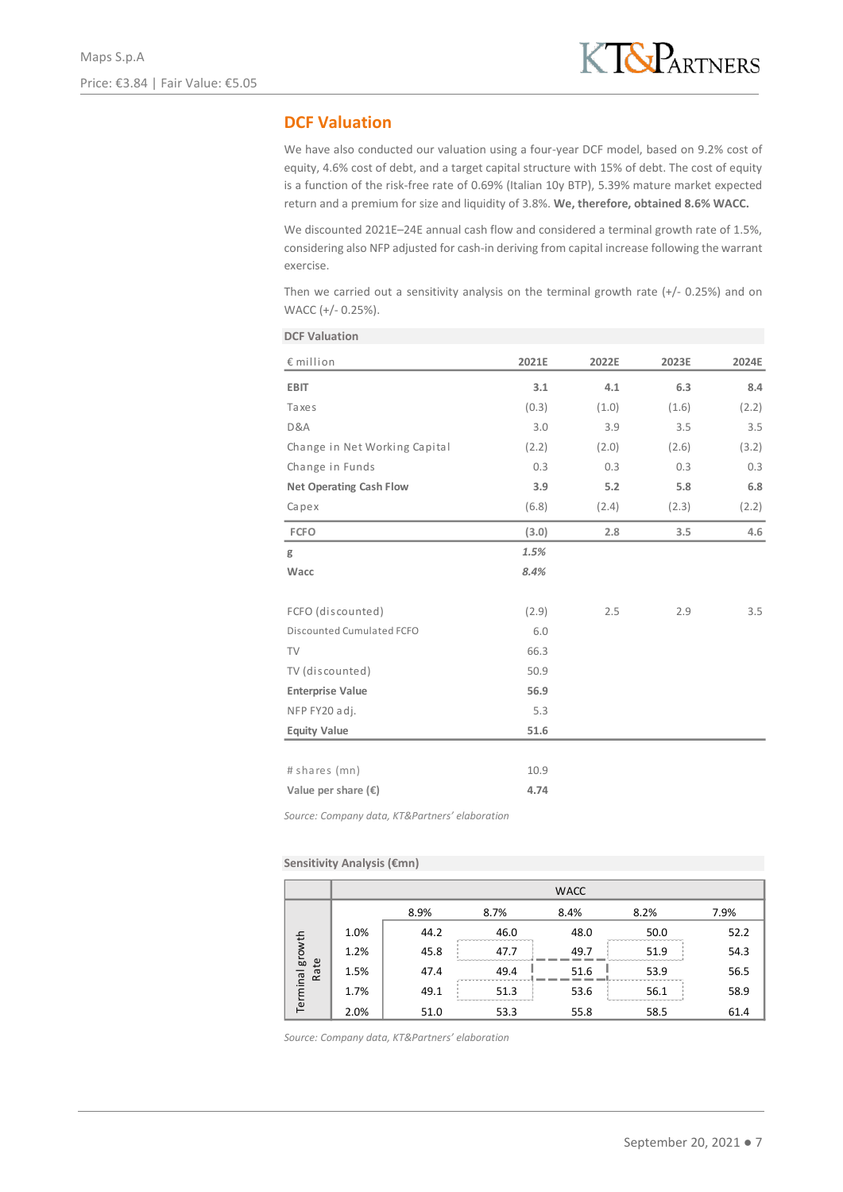## DCF Valuation

We have also conducted our valuation using a four-year DCF model, based on 9.2% cost of equity, 4.6% cost of debt, and a target capital structure with 15% of debt. The cost of equity is a function of the risk-free rate of 0.69% (Italian 10y BTP), 5.39% mature market expected return and a premium for size and liquidity of 3.8%. **We, therefore, obtained 8.6% WACC.**

We discounted 2021E–24E annual cash flow and considered a terminal growth rate of 1.5%, considering also NFP adjusted for cash-in deriving from capital increase following the warrant exercise.

Then we carried out a sensitivity analysis on the terminal growth rate (+/- 0.25%) and on WACC (+/- 0.25%).

**DCF Valuation**

| € million | 2021E | 2022E | 2023E | 2024E |
|---|---|---|---|---|
| **EBIT** | **3.1** | **4.1** | **6.3** | **8.4** |
| Taxes | (0.3) | (1.0) | (1.6) | (2.2) |
| D&A | 3.0 | 3.9 | 3.5 | 3.5 |
| Change in Net Working Capital | (2.2) | (2.0) | (2.6) | (3.2) |
| Change in Funds | 0.3 | 0.3 | 0.3 | 0.3 |
| **Net Operating Cash Flow** | **3.9** | **5.2** | **5.8** | **6.8** |
| Capex | (6.8) | (2.4) | (2.3) | (2.2) |
| **FCFO** | **(3.0)** | **2.8** | **3.5** | **4.6** |
| **g** | ***1.5%*** | | | |
| **Wacc** | ***8.4%*** | | | |
| | | | | |
| FCFO (discounted) | (2.9) | 2.5 | 2.9 | 3.5 |
| Discounted Cumulated FCFO | 6.0 | | | |
| TV | 66.3 | | | |
| TV (discounted) | 50.9 | | | |
| **Enterprise Value** | **56.9** | | | |
| NFP FY20 adj. | 5.3 | | | |
| **Equity Value** | **51.6** | | | |
| | | | | |
| # shares (mn) | 10.9 | | | |
| **Value per share (€)** | **4.74** | | | |

*Source: Company data, KT&Partners' elaboration*

**Sensitivity Analysis (€mn)**

| | | WACC | | | | |
|---|---|---|---|---|---|---|
| | | 8.9% | 8.7% | 8.4% | 8.2% | 7.9% |
| Terminal growth Rate | 1.0% | 44.2 | 46.0 | 48.0 | 50.0 | 52.2 |
| | 1.2% | 45.8 | 47.7 | 49.7 | 51.9 | 54.3 |
| | 1.5% | 47.4 | 49.4 | 51.6 | 53.9 | 56.5 |
| | 1.7% | 49.1 | 51.3 | 53.6 | 56.1 | 58.9 |
| | 2.0% | 51.0 | 53.3 | 55.8 | 58.5 | 61.4 |

*Source: Company data, KT&Partners' elaboration*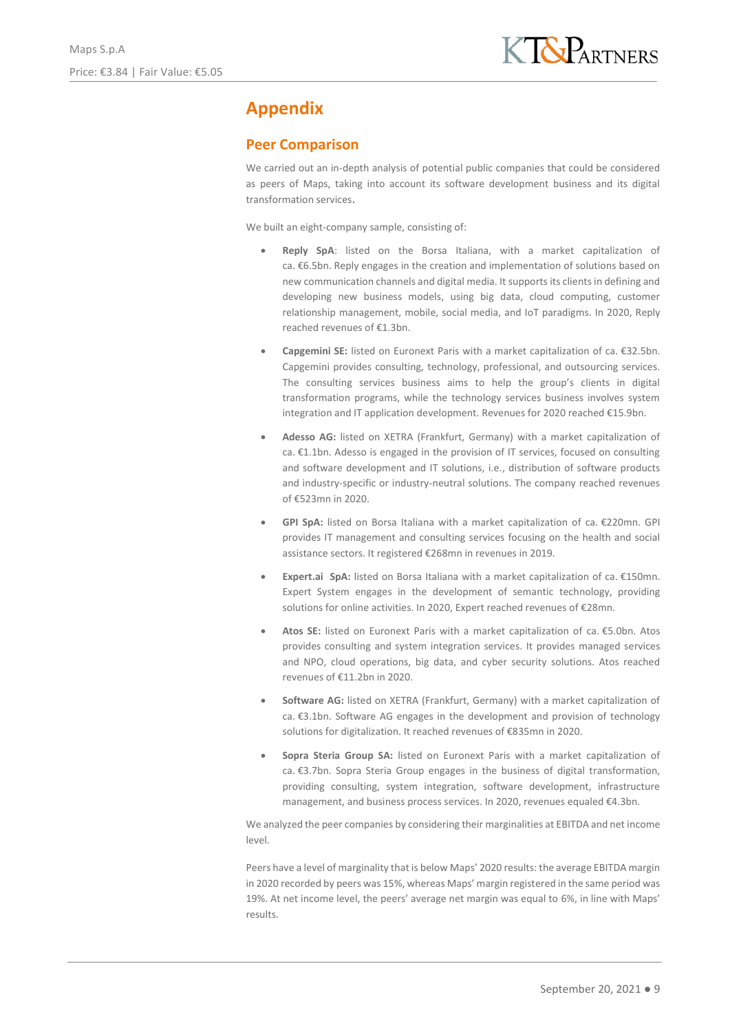# Appendix

## Peer Comparison

We carried out an in-depth analysis of potential public companies that could be considered as peers of Maps, taking into account its software development business and its digital transformation services.

We built an eight-company sample, consisting of:

- **Reply SpA**: listed on the Borsa Italiana, with a market capitalization of ca. €6.5bn. Reply engages in the creation and implementation of solutions based on new communication channels and digital media. It supports its clients in defining and developing new business models, using big data, cloud computing, customer relationship management, mobile, social media, and IoT paradigms. In 2020, Reply reached revenues of €1.3bn.
- **Capgemini SE:** listed on Euronext Paris with a market capitalization of ca. €32.5bn. Capgemini provides consulting, technology, professional, and outsourcing services. The consulting services business aims to help the group's clients in digital transformation programs, while the technology services business involves system integration and IT application development. Revenues for 2020 reached €15.9bn.
- **Adesso AG:** listed on XETRA (Frankfurt, Germany) with a market capitalization of ca. €1.1bn. Adesso is engaged in the provision of IT services, focused on consulting and software development and IT solutions, i.e., distribution of software products and industry-specific or industry-neutral solutions. The company reached revenues of €523mn in 2020.
- **GPI SpA:** listed on Borsa Italiana with a market capitalization of ca. €220mn. GPI provides IT management and consulting services focusing on the health and social assistance sectors. It registered €268mn in revenues in 2019.
- **Expert.ai SpA:** listed on Borsa Italiana with a market capitalization of ca. €150mn. Expert System engages in the development of semantic technology, providing solutions for online activities. In 2020, Expert reached revenues of €28mn.
- **Atos SE:** listed on Euronext Paris with a market capitalization of ca. €5.0bn. Atos provides consulting and system integration services. It provides managed services and NPO, cloud operations, big data, and cyber security solutions. Atos reached revenues of €11.2bn in 2020.
- **Software AG:** listed on XETRA (Frankfurt, Germany) with a market capitalization of ca. €3.1bn. Software AG engages in the development and provision of technology solutions for digitalization. It reached revenues of €835mn in 2020.
- **Sopra Steria Group SA:** listed on Euronext Paris with a market capitalization of ca. €3.7bn. Sopra Steria Group engages in the business of digital transformation, providing consulting, system integration, software development, infrastructure management, and business process services. In 2020, revenues equaled €4.3bn.

We analyzed the peer companies by considering their marginalities at EBITDA and net income level.

Peers have a level of marginality that is below Maps' 2020 results: the average EBITDA margin in 2020 recorded by peers was 15%, whereas Maps' margin registered in the same period was 19%. At net income level, the peers' average net margin was equal to 6%, in line with Maps' results.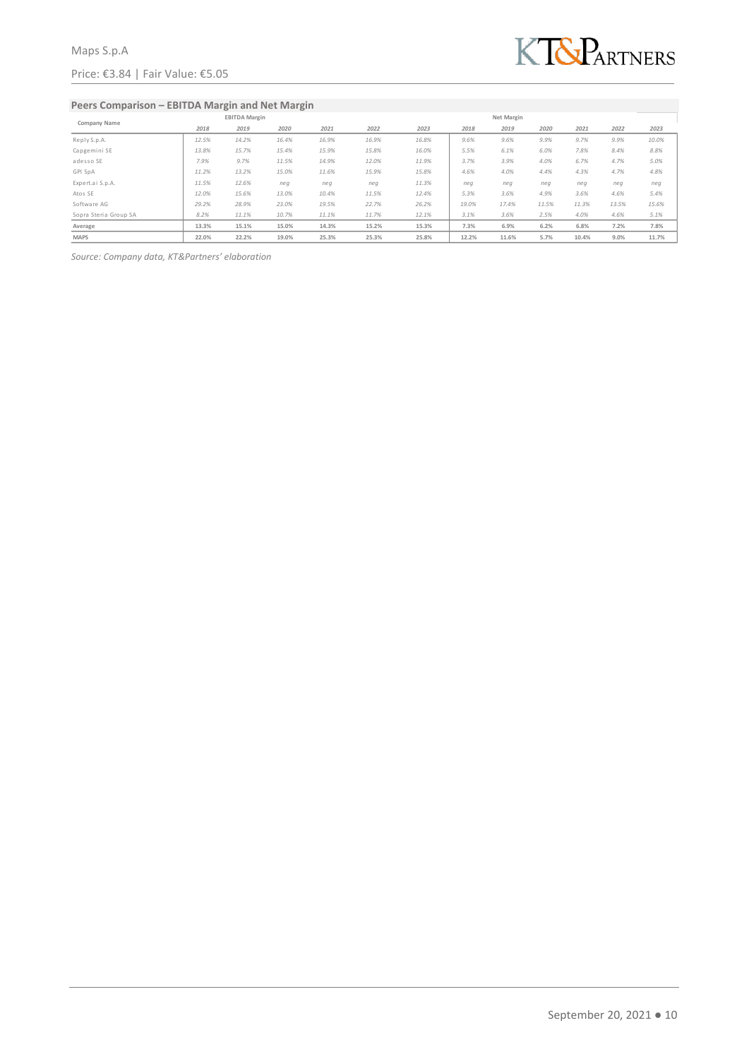## Peers Comparison – EBITDA Margin and Net Margin

| Company Name | EBITDA Margin | | | | | | Net Margin | | | | | |
|---|---|---|---|---|---|---|---|---|---|---|---|---|
| | 2018 | 2019 | 2020 | 2021 | 2022 | 2023 | 2018 | 2019 | 2020 | 2021 | 2022 | 2023 |
| Reply S.p.A. | 12.5% | 14.2% | 16.4% | 16.9% | 16.9% | 16.8% | 9.6% | 9.6% | 9.9% | 9.7% | 9.9% | 10.0% |
| Capgemini SE | 13.8% | 15.7% | 15.4% | 15.9% | 15.8% | 16.0% | 5.5% | 6.1% | 6.0% | 7.8% | 8.4% | 8.8% |
| adesso SE | 7.9% | 9.7% | 11.5% | 14.9% | 12.0% | 11.9% | 3.7% | 3.9% | 4.0% | 6.7% | 4.7% | 5.0% |
| GPI SpA | 11.2% | 13.2% | 15.0% | 11.6% | 15.9% | 15.8% | 4.6% | 4.0% | 4.4% | 4.3% | 4.7% | 4.8% |
| Expert.ai S.p.A. | 11.5% | 12.6% | neg | neg | neg | 11.3% | neg | neg | neg | neg | neg | neg |
| Atos SE | 12.0% | 15.6% | 13.0% | 10.4% | 11.5% | 12.4% | 5.3% | 3.6% | 4.9% | 3.6% | 4.6% | 5.4% |
| Software AG | 29.2% | 28.9% | 23.0% | 19.5% | 22.7% | 26.2% | 19.0% | 17.4% | 11.5% | 11.3% | 13.5% | 15.6% |
| Sopra Steria Group SA | 8.2% | 11.1% | 10.7% | 11.1% | 11.7% | 12.1% | 3.1% | 3.6% | 2.5% | 4.0% | 4.6% | 5.1% |
| **Average** | **13.3%** | **15.1%** | **15.0%** | **14.3%** | **15.2%** | **15.3%** | **7.3%** | **6.9%** | **6.2%** | **6.8%** | **7.2%** | **7.8%** |
| **MAPS** | **22.0%** | **22.2%** | **19.0%** | **25.3%** | **25.3%** | **25.8%** | **12.2%** | **11.6%** | **5.7%** | **10.4%** | **9.0%** | **11.7%** |

*Source: Company data, KT&Partners' elaboration*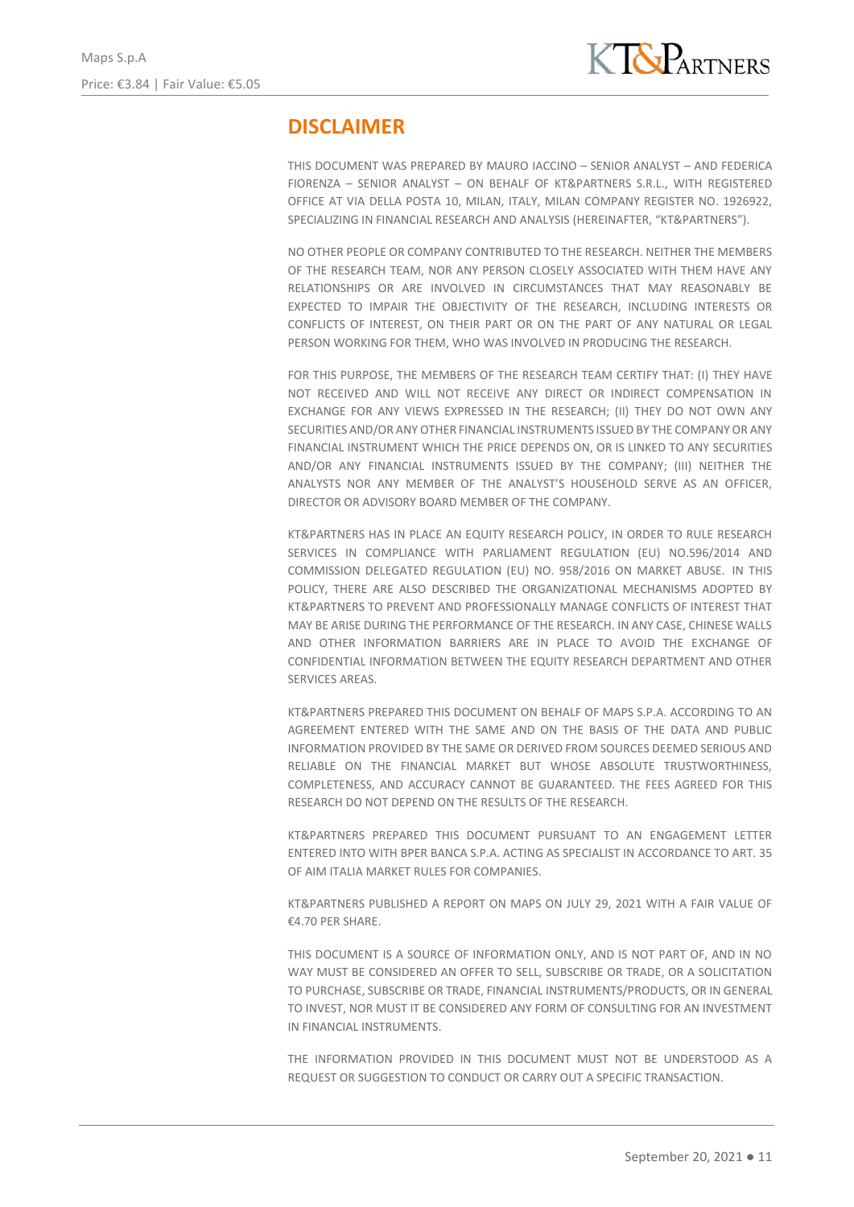## DISCLAIMER

THIS DOCUMENT WAS PREPARED BY MAURO IACCINO – SENIOR ANALYST – AND FEDERICA FIORENZA – SENIOR ANALYST – ON BEHALF OF KT&PARTNERS S.R.L., WITH REGISTERED OFFICE AT VIA DELLA POSTA 10, MILAN, ITALY, MILAN COMPANY REGISTER NO. 1926922, SPECIALIZING IN FINANCIAL RESEARCH AND ANALYSIS (HEREINAFTER, "KT&PARTNERS").

NO OTHER PEOPLE OR COMPANY CONTRIBUTED TO THE RESEARCH. NEITHER THE MEMBERS OF THE RESEARCH TEAM, NOR ANY PERSON CLOSELY ASSOCIATED WITH THEM HAVE ANY RELATIONSHIPS OR ARE INVOLVED IN CIRCUMSTANCES THAT MAY REASONABLY BE EXPECTED TO IMPAIR THE OBJECTIVITY OF THE RESEARCH, INCLUDING INTERESTS OR CONFLICTS OF INTEREST, ON THEIR PART OR ON THE PART OF ANY NATURAL OR LEGAL PERSON WORKING FOR THEM, WHO WAS INVOLVED IN PRODUCING THE RESEARCH.

FOR THIS PURPOSE, THE MEMBERS OF THE RESEARCH TEAM CERTIFY THAT: (I) THEY HAVE NOT RECEIVED AND WILL NOT RECEIVE ANY DIRECT OR INDIRECT COMPENSATION IN EXCHANGE FOR ANY VIEWS EXPRESSED IN THE RESEARCH; (II) THEY DO NOT OWN ANY SECURITIES AND/OR ANY OTHER FINANCIAL INSTRUMENTS ISSUED BY THE COMPANY OR ANY FINANCIAL INSTRUMENT WHICH THE PRICE DEPENDS ON, OR IS LINKED TO ANY SECURITIES AND/OR ANY FINANCIAL INSTRUMENTS ISSUED BY THE COMPANY; (III) NEITHER THE ANALYSTS NOR ANY MEMBER OF THE ANALYST'S HOUSEHOLD SERVE AS AN OFFICER, DIRECTOR OR ADVISORY BOARD MEMBER OF THE COMPANY.

KT&PARTNERS HAS IN PLACE AN EQUITY RESEARCH POLICY, IN ORDER TO RULE RESEARCH SERVICES IN COMPLIANCE WITH PARLIAMENT REGULATION (EU) NO.596/2014 AND COMMISSION DELEGATED REGULATION (EU) NO. 958/2016 ON MARKET ABUSE. IN THIS POLICY, THERE ARE ALSO DESCRIBED THE ORGANIZATIONAL MECHANISMS ADOPTED BY KT&PARTNERS TO PREVENT AND PROFESSIONALLY MANAGE CONFLICTS OF INTEREST THAT MAY BE ARISE DURING THE PERFORMANCE OF THE RESEARCH. IN ANY CASE, CHINESE WALLS AND OTHER INFORMATION BARRIERS ARE IN PLACE TO AVOID THE EXCHANGE OF CONFIDENTIAL INFORMATION BETWEEN THE EQUITY RESEARCH DEPARTMENT AND OTHER SERVICES AREAS.

KT&PARTNERS PREPARED THIS DOCUMENT ON BEHALF OF MAPS S.P.A. ACCORDING TO AN AGREEMENT ENTERED WITH THE SAME AND ON THE BASIS OF THE DATA AND PUBLIC INFORMATION PROVIDED BY THE SAME OR DERIVED FROM SOURCES DEEMED SERIOUS AND RELIABLE ON THE FINANCIAL MARKET BUT WHOSE ABSOLUTE TRUSTWORTHINESS, COMPLETENESS, AND ACCURACY CANNOT BE GUARANTEED. THE FEES AGREED FOR THIS RESEARCH DO NOT DEPEND ON THE RESULTS OF THE RESEARCH.

KT&PARTNERS PREPARED THIS DOCUMENT PURSUANT TO AN ENGAGEMENT LETTER ENTERED INTO WITH BPER BANCA S.P.A. ACTING AS SPECIALIST IN ACCORDANCE TO ART. 35 OF AIM ITALIA MARKET RULES FOR COMPANIES.

KT&PARTNERS PUBLISHED A REPORT ON MAPS ON JULY 29, 2021 WITH A FAIR VALUE OF €4.70 PER SHARE.

THIS DOCUMENT IS A SOURCE OF INFORMATION ONLY, AND IS NOT PART OF, AND IN NO WAY MUST BE CONSIDERED AN OFFER TO SELL, SUBSCRIBE OR TRADE, OR A SOLICITATION TO PURCHASE, SUBSCRIBE OR TRADE, FINANCIAL INSTRUMENTS/PRODUCTS, OR IN GENERAL TO INVEST, NOR MUST IT BE CONSIDERED ANY FORM OF CONSULTING FOR AN INVESTMENT IN FINANCIAL INSTRUMENTS.

THE INFORMATION PROVIDED IN THIS DOCUMENT MUST NOT BE UNDERSTOOD AS A REQUEST OR SUGGESTION TO CONDUCT OR CARRY OUT A SPECIFIC TRANSACTION.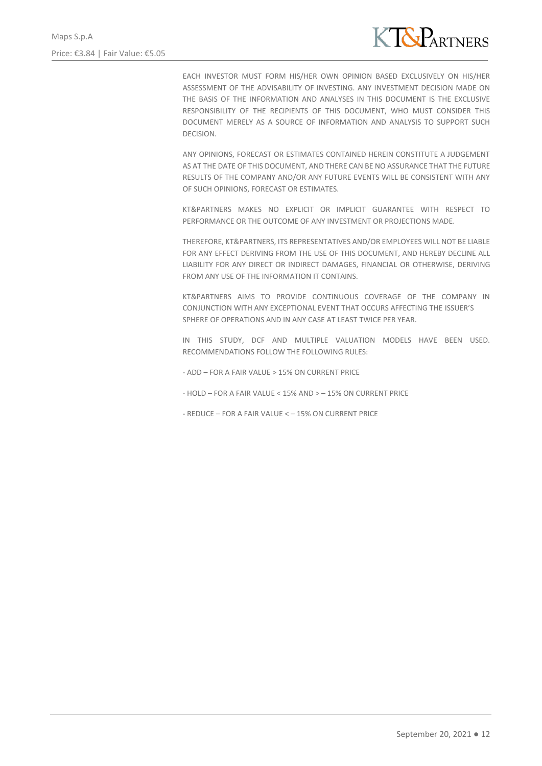EACH INVESTOR MUST FORM HIS/HER OWN OPINION BASED EXCLUSIVELY ON HIS/HER ASSESSMENT OF THE ADVISABILITY OF INVESTING. ANY INVESTMENT DECISION MADE ON THE BASIS OF THE INFORMATION AND ANALYSES IN THIS DOCUMENT IS THE EXCLUSIVE RESPONSIBILITY OF THE RECIPIENTS OF THIS DOCUMENT, WHO MUST CONSIDER THIS DOCUMENT MERELY AS A SOURCE OF INFORMATION AND ANALYSIS TO SUPPORT SUCH DECISION.

ANY OPINIONS, FORECAST OR ESTIMATES CONTAINED HEREIN CONSTITUTE A JUDGEMENT AS AT THE DATE OF THIS DOCUMENT, AND THERE CAN BE NO ASSURANCE THAT THE FUTURE RESULTS OF THE COMPANY AND/OR ANY FUTURE EVENTS WILL BE CONSISTENT WITH ANY OF SUCH OPINIONS, FORECAST OR ESTIMATES.

KT&PARTNERS MAKES NO EXPLICIT OR IMPLICIT GUARANTEE WITH RESPECT TO PERFORMANCE OR THE OUTCOME OF ANY INVESTMENT OR PROJECTIONS MADE.

THEREFORE, KT&PARTNERS, ITS REPRESENTATIVES AND/OR EMPLOYEES WILL NOT BE LIABLE FOR ANY EFFECT DERIVING FROM THE USE OF THIS DOCUMENT, AND HEREBY DECLINE ALL LIABILITY FOR ANY DIRECT OR INDIRECT DAMAGES, FINANCIAL OR OTHERWISE, DERIVING FROM ANY USE OF THE INFORMATION IT CONTAINS.

KT&PARTNERS AIMS TO PROVIDE CONTINUOUS COVERAGE OF THE COMPANY IN CONJUNCTION WITH ANY EXCEPTIONAL EVENT THAT OCCURS AFFECTING THE ISSUER'S SPHERE OF OPERATIONS AND IN ANY CASE AT LEAST TWICE PER YEAR.

IN THIS STUDY, DCF AND MULTIPLE VALUATION MODELS HAVE BEEN USED. RECOMMENDATIONS FOLLOW THE FOLLOWING RULES:

- ADD – FOR A FAIR VALUE > 15% ON CURRENT PRICE

- HOLD – FOR A FAIR VALUE < 15% AND > – 15% ON CURRENT PRICE

- REDUCE – FOR A FAIR VALUE < – 15% ON CURRENT PRICE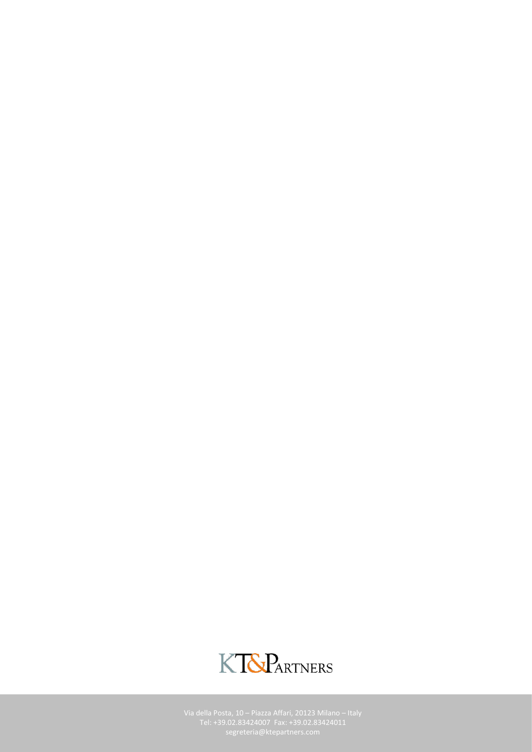KT&PARTNERS

Via della Posta, 10 – Piazza Affari, 20123 Milano – Italy
Tel: +39.02.83424007 Fax: +39.02.83424011
segreteria@ktepartners.com